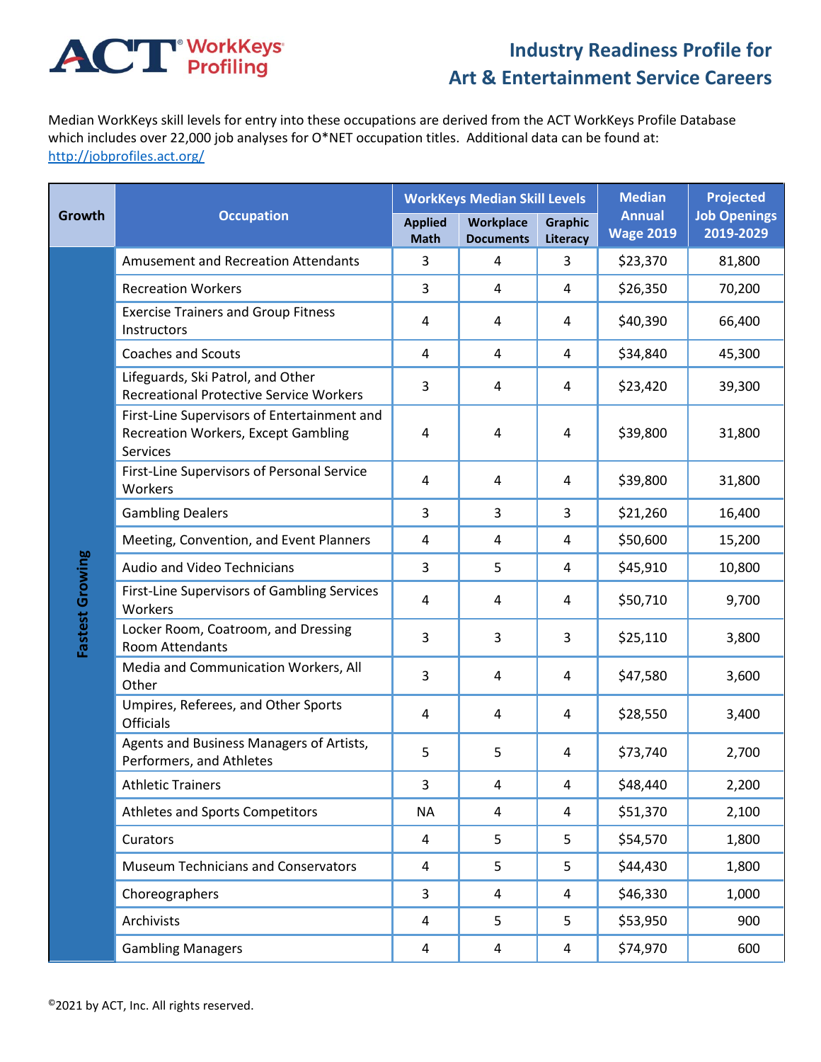ACT® WorkKeys® Profiling

# Industry Readiness Profile for Art & Entertainment Service Careers

Median WorkKeys skill levels for entry into these occupations are derived from the ACT WorkKeys Profile Database which includes over 22,000 job analyses for O*NET occupation titles. Additional data can be found at: http://jobprofiles.act.org/

| Growth | Occupation | WorkKeys Median Skill Levels | | | Median Annual Wage 2019 | Projected Job Openings 2019-2029 |
|---|---|---|---|---|---|---|
| | | Applied Math | Workplace Documents | Graphic Literacy | | |
| Fastest Growing | Amusement and Recreation Attendants | 3 | 4 | 3 | $23,370 | 81,800 |
| | Recreation Workers | 3 | 4 | 4 | $26,350 | 70,200 |
| | Exercise Trainers and Group Fitness Instructors | 4 | 4 | 4 | $40,390 | 66,400 |
| | Coaches and Scouts | 4 | 4 | 4 | $34,840 | 45,300 |
| | Lifeguards, Ski Patrol, and Other Recreational Protective Service Workers | 3 | 4 | 4 | $23,420 | 39,300 |
| | First-Line Supervisors of Entertainment and Recreation Workers, Except Gambling Services | 4 | 4 | 4 | $39,800 | 31,800 |
| | First-Line Supervisors of Personal Service Workers | 4 | 4 | 4 | $39,800 | 31,800 |
| | Gambling Dealers | 3 | 3 | 3 | $21,260 | 16,400 |
| | Meeting, Convention, and Event Planners | 4 | 4 | 4 | $50,600 | 15,200 |
| | Audio and Video Technicians | 3 | 5 | 4 | $45,910 | 10,800 |
| | First-Line Supervisors of Gambling Services Workers | 4 | 4 | 4 | $50,710 | 9,700 |
| | Locker Room, Coatroom, and Dressing Room Attendants | 3 | 3 | 3 | $25,110 | 3,800 |
| | Media and Communication Workers, All Other | 3 | 4 | 4 | $47,580 | 3,600 |
| | Umpires, Referees, and Other Sports Officials | 4 | 4 | 4 | $28,550 | 3,400 |
| | Agents and Business Managers of Artists, Performers, and Athletes | 5 | 5 | 4 | $73,740 | 2,700 |
| | Athletic Trainers | 3 | 4 | 4 | $48,440 | 2,200 |
| | Athletes and Sports Competitors | NA | 4 | 4 | $51,370 | 2,100 |
| | Curators | 4 | 5 | 5 | $54,570 | 1,800 |
| | Museum Technicians and Conservators | 4 | 5 | 5 | $44,430 | 1,800 |
| | Choreographers | 3 | 4 | 4 | $46,330 | 1,000 |
| | Archivists | 4 | 5 | 5 | $53,950 | 900 |
| | Gambling Managers | 4 | 4 | 4 | $74,970 | 600 |

©2021 by ACT, Inc. All rights reserved.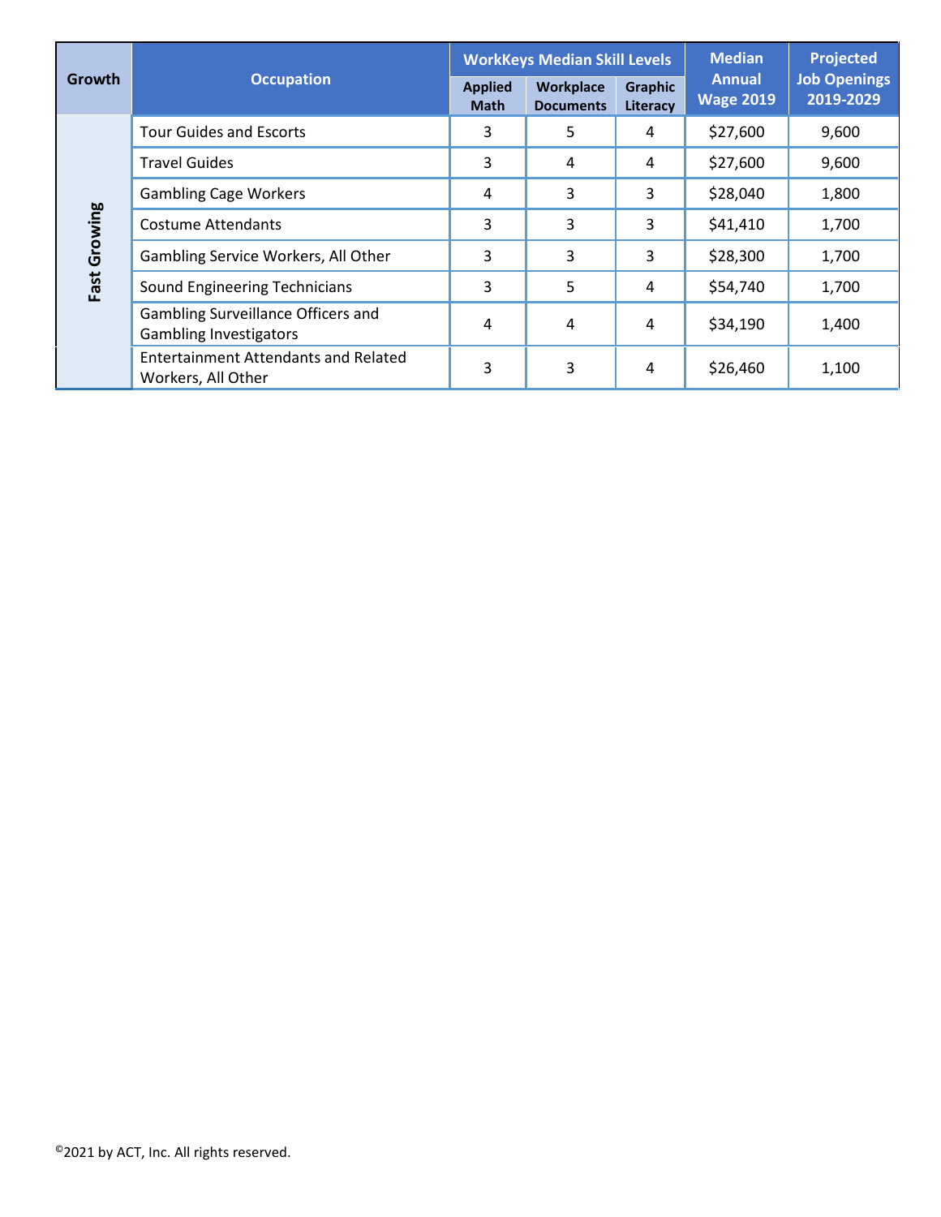| Growth | Occupation | WorkKeys Median Skill Levels | | | Median Annual Wage 2019 | Projected Job Openings 2019-2029 |
|---|---|---|---|---|---|---|
| | | Applied Math | Workplace Documents | Graphic Literacy | | |
| Fast Growing | Tour Guides and Escorts | 3 | 5 | 4 | $27,600 | 9,600 |
| | Travel Guides | 3 | 4 | 4 | $27,600 | 9,600 |
| | Gambling Cage Workers | 4 | 3 | 3 | $28,040 | 1,800 |
| | Costume Attendants | 3 | 3 | 3 | $41,410 | 1,700 |
| | Gambling Service Workers, All Other | 3 | 3 | 3 | $28,300 | 1,700 |
| | Sound Engineering Technicians | 3 | 5 | 4 | $54,740 | 1,700 |
| | Gambling Surveillance Officers and Gambling Investigators | 4 | 4 | 4 | $34,190 | 1,400 |
| | Entertainment Attendants and Related Workers, All Other | 3 | 3 | 4 | $26,460 | 1,100 |

©2021 by ACT, Inc. All rights reserved.